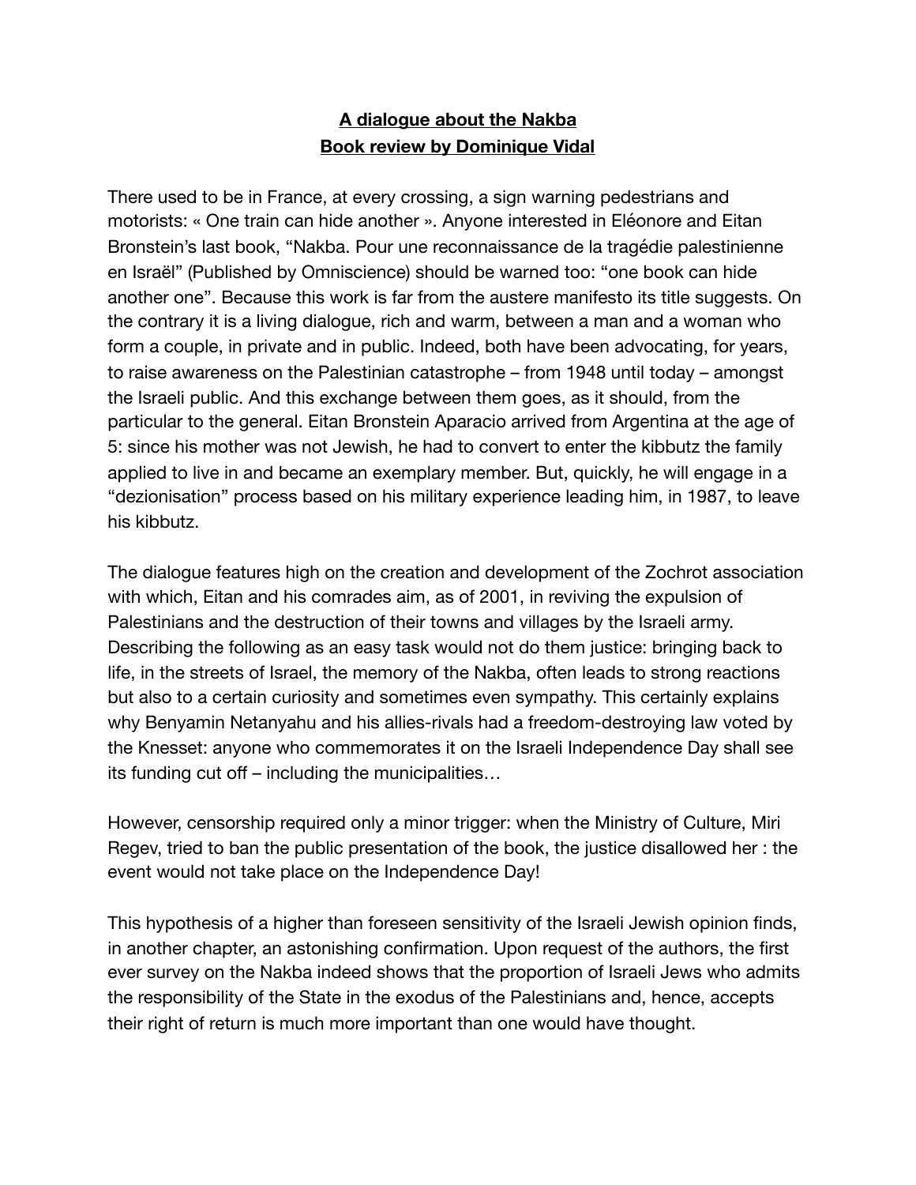**A dialogue about the Nakba**
**Book review by Dominique Vidal**

There used to be in France, at every crossing, a sign warning pedestrians and motorists: « One train can hide another ». Anyone interested in Eléonore and Eitan Bronstein's last book, "Nakba. Pour une reconnaissance de la tragédie palestinienne en Israël" (Published by Omniscience) should be warned too: "one book can hide another one". Because this work is far from the austere manifesto its title suggests. On the contrary it is a living dialogue, rich and warm, between a man and a woman who form a couple, in private and in public. Indeed, both have been advocating, for years, to raise awareness on the Palestinian catastrophe – from 1948 until today – amongst the Israeli public. And this exchange between them goes, as it should, from the particular to the general. Eitan Bronstein Aparacio arrived from Argentina at the age of 5: since his mother was not Jewish, he had to convert to enter the kibbutz the family applied to live in and became an exemplary member. But, quickly, he will engage in a "dezionisation" process based on his military experience leading him, in 1987, to leave his kibbutz.

The dialogue features high on the creation and development of the Zochrot association with which, Eitan and his comrades aim, as of 2001, in reviving the expulsion of Palestinians and the destruction of their towns and villages by the Israeli army. Describing the following as an easy task would not do them justice: bringing back to life, in the streets of Israel, the memory of the Nakba, often leads to strong reactions but also to a certain curiosity and sometimes even sympathy. This certainly explains why Benyamin Netanyahu and his allies-rivals had a freedom-destroying law voted by the Knesset: anyone who commemorates it on the Israeli Independence Day shall see its funding cut off – including the municipalities…

However, censorship required only a minor trigger: when the Ministry of Culture, Miri Regev, tried to ban the public presentation of the book, the justice disallowed her : the event would not take place on the Independence Day!

This hypothesis of a higher than foreseen sensitivity of the Israeli Jewish opinion finds, in another chapter, an astonishing confirmation. Upon request of the authors, the first ever survey on the Nakba indeed shows that the proportion of Israeli Jews who admits the responsibility of the State in the exodus of the Palestinians and, hence, accepts their right of return is much more important than one would have thought.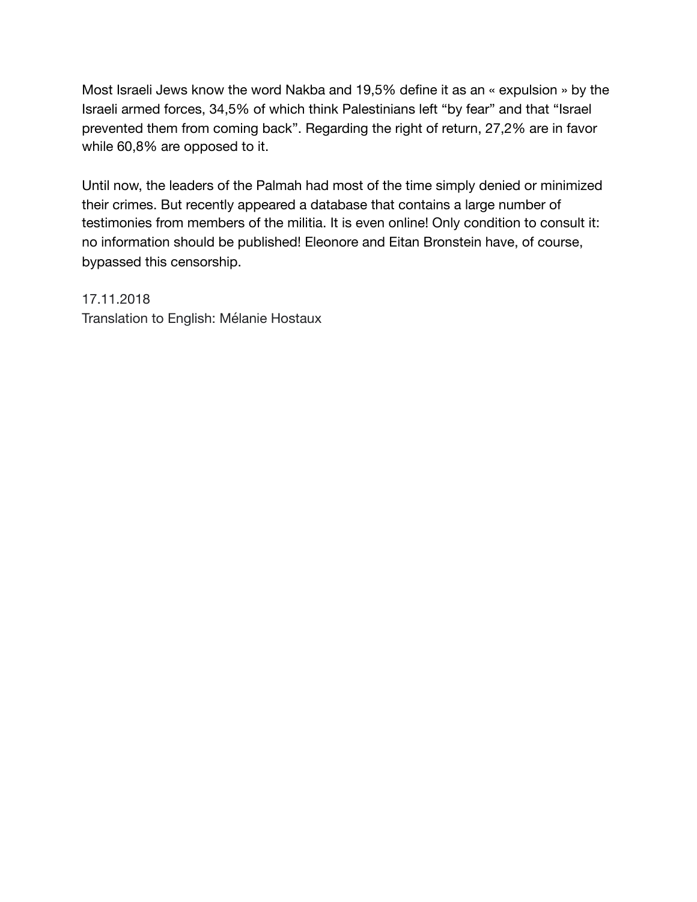Most Israeli Jews know the word Nakba and 19,5% define it as an « expulsion » by the Israeli armed forces, 34,5% of which think Palestinians left "by fear" and that "Israel prevented them from coming back". Regarding the right of return, 27,2% are in favor while 60,8% are opposed to it.

Until now, the leaders of the Palmah had most of the time simply denied or minimized their crimes. But recently appeared a database that contains a large number of testimonies from members of the militia. It is even online! Only condition to consult it: no information should be published! Eleonore and Eitan Bronstein have, of course, bypassed this censorship.

17.11.2018
Translation to English: Mélanie Hostaux